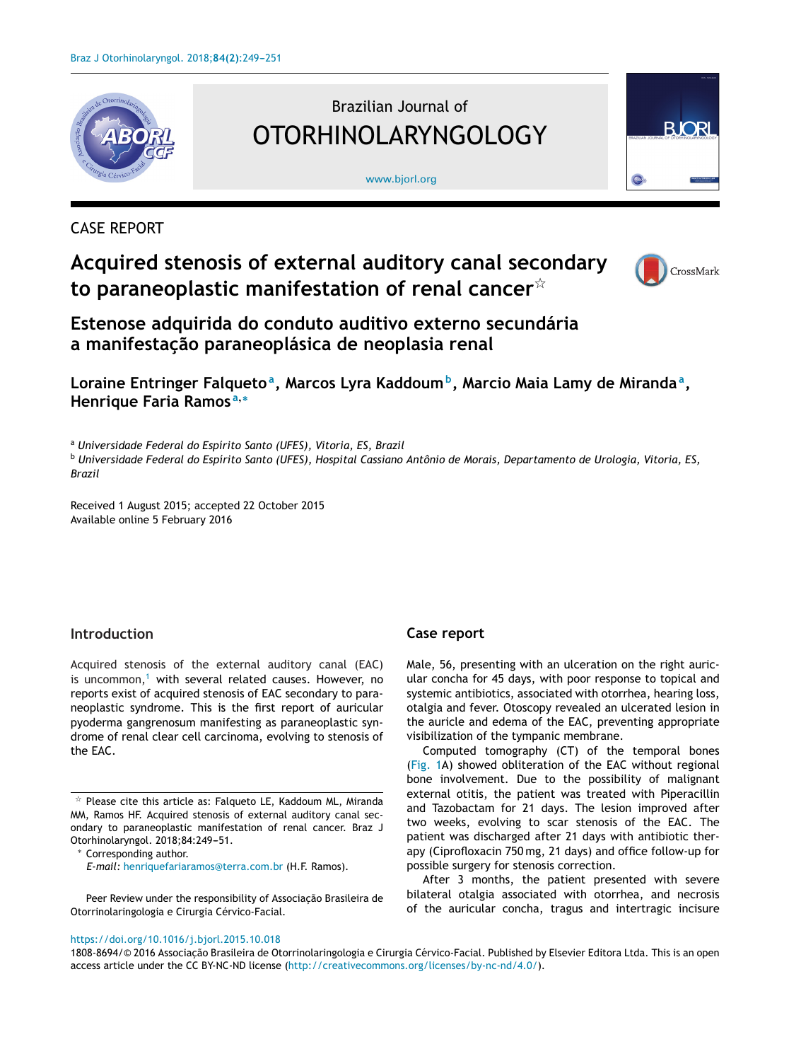CASE REPORT

# Acquired stenosis of external auditory canal secondary to paraneoplastic manifestation of renal cancer☆

## Estenose adquirida do conduto auditivo externo secundária a manifestação paraneoplásica de neoplasia renal

**Loraine Entringer Falqueto[a], Marcos Lyra Kaddoum[b], Marcio Maia Lamy de Miranda[a], Henrique Faria Ramos[a,*]**

[a] *Universidade Federal do Espírito Santo (UFES), Vitoria, ES, Brazil*
[b] *Universidade Federal do Espírito Santo (UFES), Hospital Cassiano Antônio de Morais, Departamento de Urologia, Vitoria, ES, Brazil*

Received 1 August 2015; accepted 22 October 2015
Available online 5 February 2016

## Introduction

Acquired stenosis of the external auditory canal (EAC) is uncommon,[1] with several related causes. However, no reports exist of acquired stenosis of EAC secondary to paraneoplastic syndrome. This is the first report of auricular pyoderma gangrenosum manifesting as paraneoplastic syndrome of renal clear cell carcinoma, evolving to stenosis of the EAC.

## Case report

Male, 56, presenting with an ulceration on the right auricular concha for 45 days, with poor response to topical and systemic antibiotics, associated with otorrhea, hearing loss, otalgia and fever. Otoscopy revealed an ulcerated lesion in the auricle and edema of the EAC, preventing appropriate visibilization of the tympanic membrane.

Computed tomography (CT) of the temporal bones (Fig. 1A) showed obliteration of the EAC without regional bone involvement. Due to the possibility of malignant external otitis, the patient was treated with Piperacillin and Tazobactam for 21 days. The lesion improved after two weeks, evolving to scar stenosis of the EAC. The patient was discharged after 21 days with antibiotic therapy (Ciprofloxacin 750 mg, 21 days) and office follow-up for possible surgery for stenosis correction.

After 3 months, the patient presented with severe bilateral otalgia associated with otorrhea, and necrosis of the auricular concha, tragus and intertragic incisure

☆ Please cite this article as: Falqueto LE, Kaddoum ML, Miranda MM, Ramos HF. Acquired stenosis of external auditory canal secondary to paraneoplastic manifestation of renal cancer. Braz J Otorhinolaryngol. 2018;84:249–51.

* Corresponding author.
*E-mail:* henriquefariaramos@terra.com.br (H.F. Ramos).

Peer Review under the responsibility of Associação Brasileira de Otorrinolaringologia e Cirurgia Cérvico-Facial.

https://doi.org/10.1016/j.bjorl.2015.10.018
1808-8694/© 2016 Associação Brasileira de Otorrinolaringologia e Cirurgia Cérvico-Facial. Published by Elsevier Editora Ltda. This is an open access article under the CC BY-NC-ND license (http://creativecommons.org/licenses/by-nc-nd/4.0/).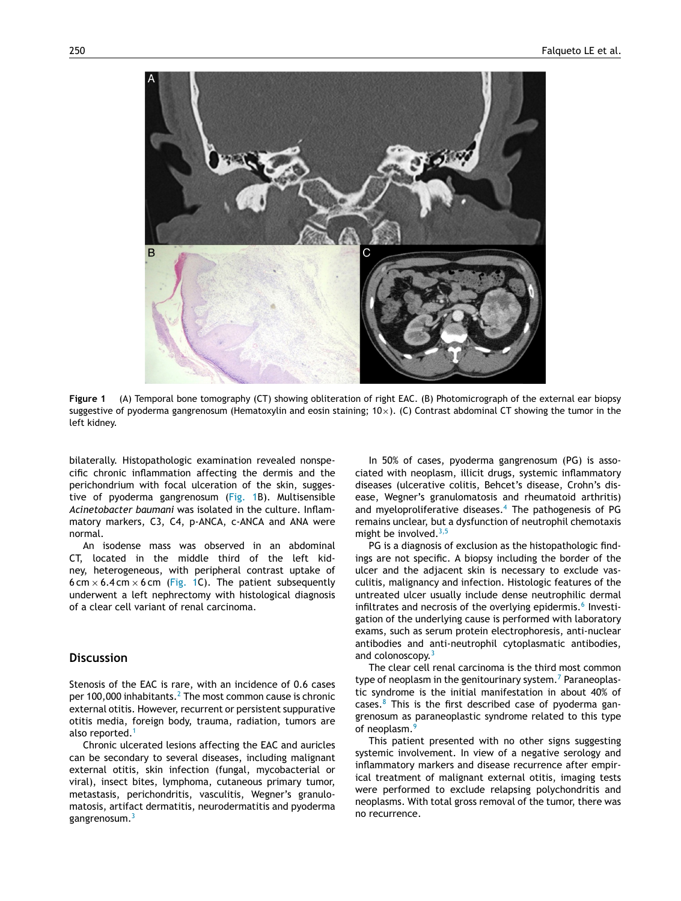**Figure 1** (A) Temporal bone tomography (CT) showing obliteration of right EAC. (B) Photomicrograph of the external ear biopsy suggestive of pyoderma gangrenosum (Hematoxylin and eosin staining; 10×). (C) Contrast abdominal CT showing the tumor in the left kidney.

bilaterally. Histopathologic examination revealed nonspecific chronic inflammation affecting the dermis and the perichondrium with focal ulceration of the skin, suggestive of pyoderma gangrenosum (Fig. 1B). Multisensible *Acinetobacter baumani* was isolated in the culture. Inflammatory markers, C3, C4, p-ANCA, c-ANCA and ANA were normal.

An isodense mass was observed in an abdominal CT, located in the middle third of the left kidney, heterogeneous, with peripheral contrast uptake of 6 cm × 6.4 cm × 6 cm (Fig. 1C). The patient subsequently underwent a left nephrectomy with histological diagnosis of a clear cell variant of renal carcinoma.

## Discussion

Stenosis of the EAC is rare, with an incidence of 0.6 cases per 100,000 inhabitants.[2] The most common cause is chronic external otitis. However, recurrent or persistent suppurative otitis media, foreign body, trauma, radiation, tumors are also reported.[1]

Chronic ulcerated lesions affecting the EAC and auricles can be secondary to several diseases, including malignant external otitis, skin infection (fungal, mycobacterial or viral), insect bites, lymphoma, cutaneous primary tumor, metastasis, perichondritis, vasculitis, Wegner's granulomatosis, artifact dermatitis, neurodermatitis and pyoderma gangrenosum.[3]

In 50% of cases, pyoderma gangrenosum (PG) is associated with neoplasm, illicit drugs, systemic inflammatory diseases (ulcerative colitis, Behcet's disease, Crohn's disease, Wegner's granulomatosis and rheumatoid arthritis) and myeloproliferative diseases.[4] The pathogenesis of PG remains unclear, but a dysfunction of neutrophil chemotaxis might be involved.[3,5]

PG is a diagnosis of exclusion as the histopathologic findings are not specific. A biopsy including the border of the ulcer and the adjacent skin is necessary to exclude vasculitis, malignancy and infection. Histologic features of the untreated ulcer usually include dense neutrophilic dermal infiltrates and necrosis of the overlying epidermis.[6] Investigation of the underlying cause is performed with laboratory exams, such as serum protein electrophoresis, anti-nuclear antibodies and anti-neutrophil cytoplasmatic antibodies, and colonoscopy.[3]

The clear cell renal carcinoma is the third most common type of neoplasm in the genitourinary system.[7] Paraneoplastic syndrome is the initial manifestation in about 40% of cases.[8] This is the first described case of pyoderma gangrenosum as paraneoplastic syndrome related to this type of neoplasm.[9]

This patient presented with no other signs suggesting systemic involvement. In view of a negative serology and inflammatory markers and disease recurrence after empirical treatment of malignant external otitis, imaging tests were performed to exclude relapsing polychondritis and neoplasms. With total gross removal of the tumor, there was no recurrence.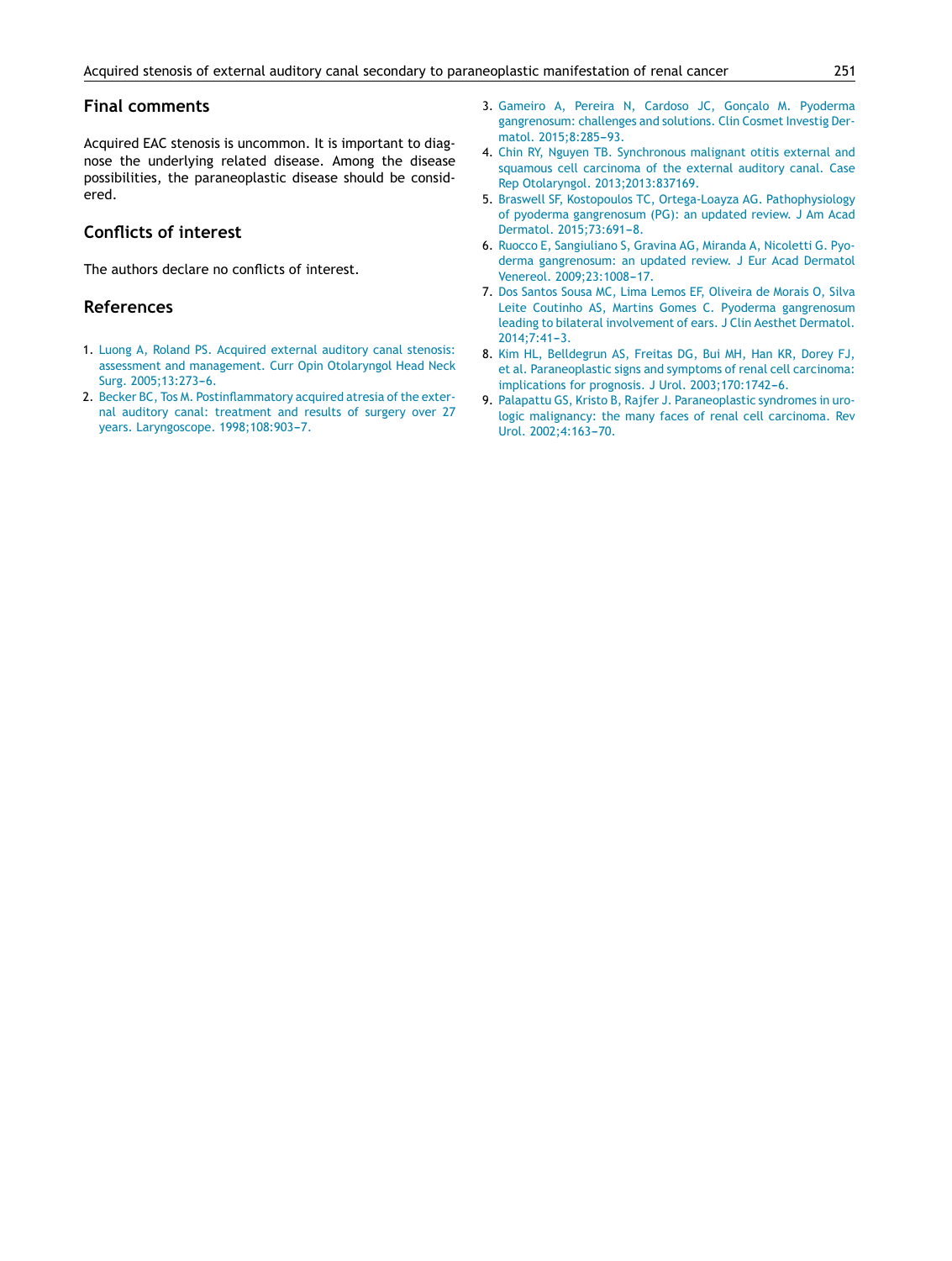## Final comments

Acquired EAC stenosis is uncommon. It is important to diagnose the underlying related disease. Among the disease possibilities, the paraneoplastic disease should be considered.

## Conflicts of interest

The authors declare no conflicts of interest.

## References

1. Luong A, Roland PS. Acquired external auditory canal stenosis: assessment and management. Curr Opin Otolaryngol Head Neck Surg. 2005;13:273–6.
2. Becker BC, Tos M. Postinflammatory acquired atresia of the external auditory canal: treatment and results of surgery over 27 years. Laryngoscope. 1998;108:903–7.
3. Gameiro A, Pereira N, Cardoso JC, Gonçalo M. Pyoderma gangrenosum: challenges and solutions. Clin Cosmet Investig Dermatol. 2015;8:285–93.
4. Chin RY, Nguyen TB. Synchronous malignant otitis external and squamous cell carcinoma of the external auditory canal. Case Rep Otolaryngol. 2013;2013:837169.
5. Braswell SF, Kostopoulos TC, Ortega-Loayza AG. Pathophysiology of pyoderma gangrenosum (PG): an updated review. J Am Acad Dermatol. 2015;73:691–8.
6. Ruocco E, Sangiuliano S, Gravina AG, Miranda A, Nicoletti G. Pyoderma gangrenosum: an updated review. J Eur Acad Dermatol Venereol. 2009;23:1008–17.
7. Dos Santos Sousa MC, Lima Lemos EF, Oliveira de Morais O, Silva Leite Coutinho AS, Martins Gomes C. Pyoderma gangrenosum leading to bilateral involvement of ears. J Clin Aesthet Dermatol. 2014;7:41–3.
8. Kim HL, Belldegrun AS, Freitas DG, Bui MH, Han KR, Dorey FJ, et al. Paraneoplastic signs and symptoms of renal cell carcinoma: implications for prognosis. J Urol. 2003;170:1742–6.
9. Palapattu GS, Kristo B, Rajfer J. Paraneoplastic syndromes in urologic malignancy: the many faces of renal cell carcinoma. Rev Urol. 2002;4:163–70.